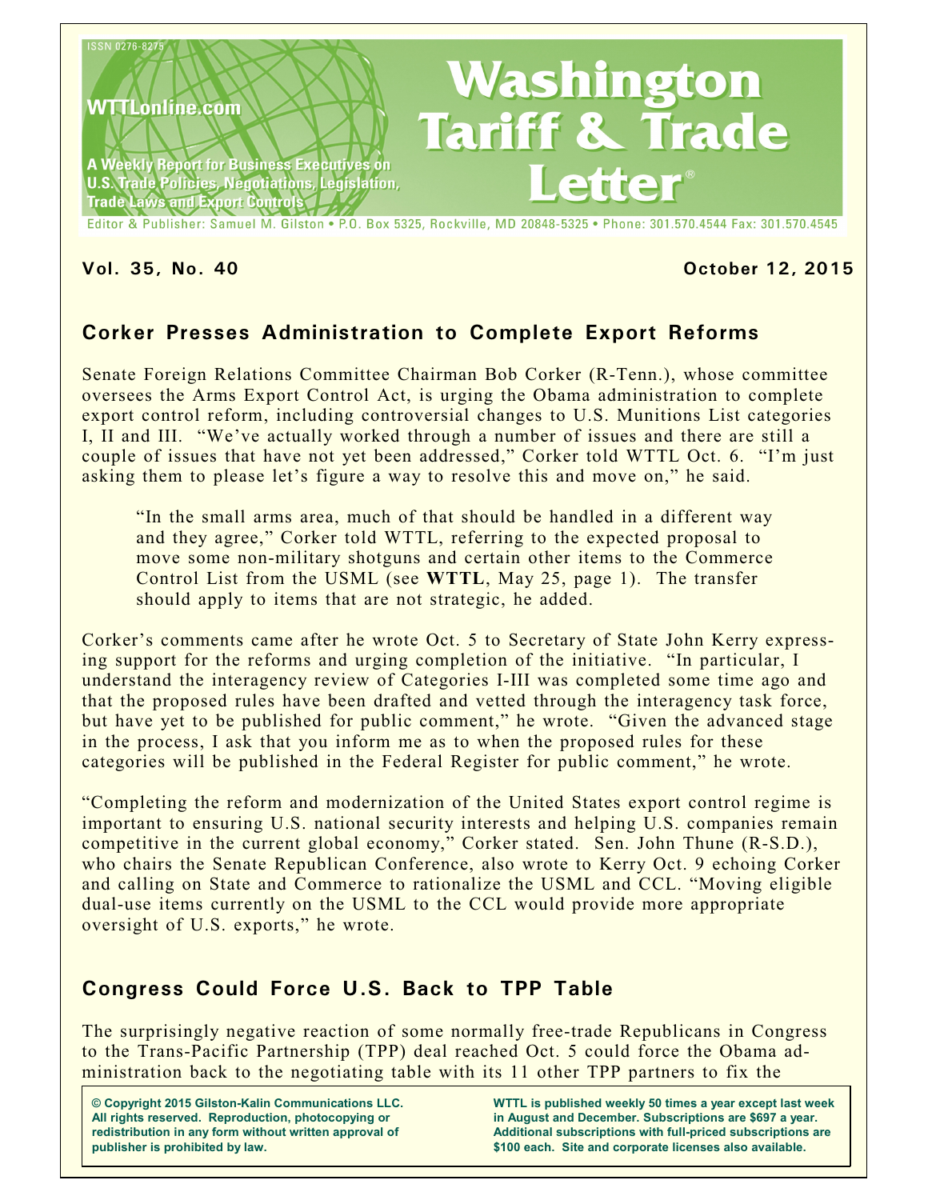ISSN 0276-8275

WTTLonline.com

A Weekly Report for Business Executives on U.S. Trade Policies, Negotiations, Legislation, Trade Laws and Export Controls

# Washington Tariff & Trade Letter®

Editor & Publisher: Samuel M. Gilston • P.O. Box 5325, Rockville, MD 20848-5325 • Phone: 301.570.4544 Fax: 301.570.4545

**Vol. 35, No. 40** **October 12, 2015**

## Corker Presses Administration to Complete Export Reforms

Senate Foreign Relations Committee Chairman Bob Corker (R-Tenn.), whose committee oversees the Arms Export Control Act, is urging the Obama administration to complete export control reform, including controversial changes to U.S. Munitions List categories I, II and III. "We've actually worked through a number of issues and there are still a couple of issues that have not yet been addressed," Corker told WTTL Oct. 6. "I'm just asking them to please let's figure a way to resolve this and move on," he said.

> "In the small arms area, much of that should be handled in a different way and they agree," Corker told WTTL, referring to the expected proposal to move some non-military shotguns and certain other items to the Commerce Control List from the USML (see **WTTL**, May 25, page 1). The transfer should apply to items that are not strategic, he added.

Corker's comments came after he wrote Oct. 5 to Secretary of State John Kerry expressing support for the reforms and urging completion of the initiative. "In particular, I understand the interagency review of Categories I-III was completed some time ago and that the proposed rules have been drafted and vetted through the interagency task force, but have yet to be published for public comment," he wrote. "Given the advanced stage in the process, I ask that you inform me as to when the proposed rules for these categories will be published in the Federal Register for public comment," he wrote.

"Completing the reform and modernization of the United States export control regime is important to ensuring U.S. national security interests and helping U.S. companies remain competitive in the current global economy," Corker stated. Sen. John Thune (R-S.D.), who chairs the Senate Republican Conference, also wrote to Kerry Oct. 9 echoing Corker and calling on State and Commerce to rationalize the USML and CCL. "Moving eligible dual-use items currently on the USML to the CCL would provide more appropriate oversight of U.S. exports," he wrote.

## Congress Could Force U.S. Back to TPP Table

The surprisingly negative reaction of some normally free-trade Republicans in Congress to the Trans-Pacific Partnership (TPP) deal reached Oct. 5 could force the Obama administration back to the negotiating table with its 11 other TPP partners to fix the

**© Copyright 2015 Gilston-Kalin Communications LLC. All rights reserved. Reproduction, photocopying or redistribution in any form without written approval of publisher is prohibited by law.**

**WTTL is published weekly 50 times a year except last week in August and December. Subscriptions are $697 a year. Additional subscriptions with full-priced subscriptions are $100 each. Site and corporate licenses also available.**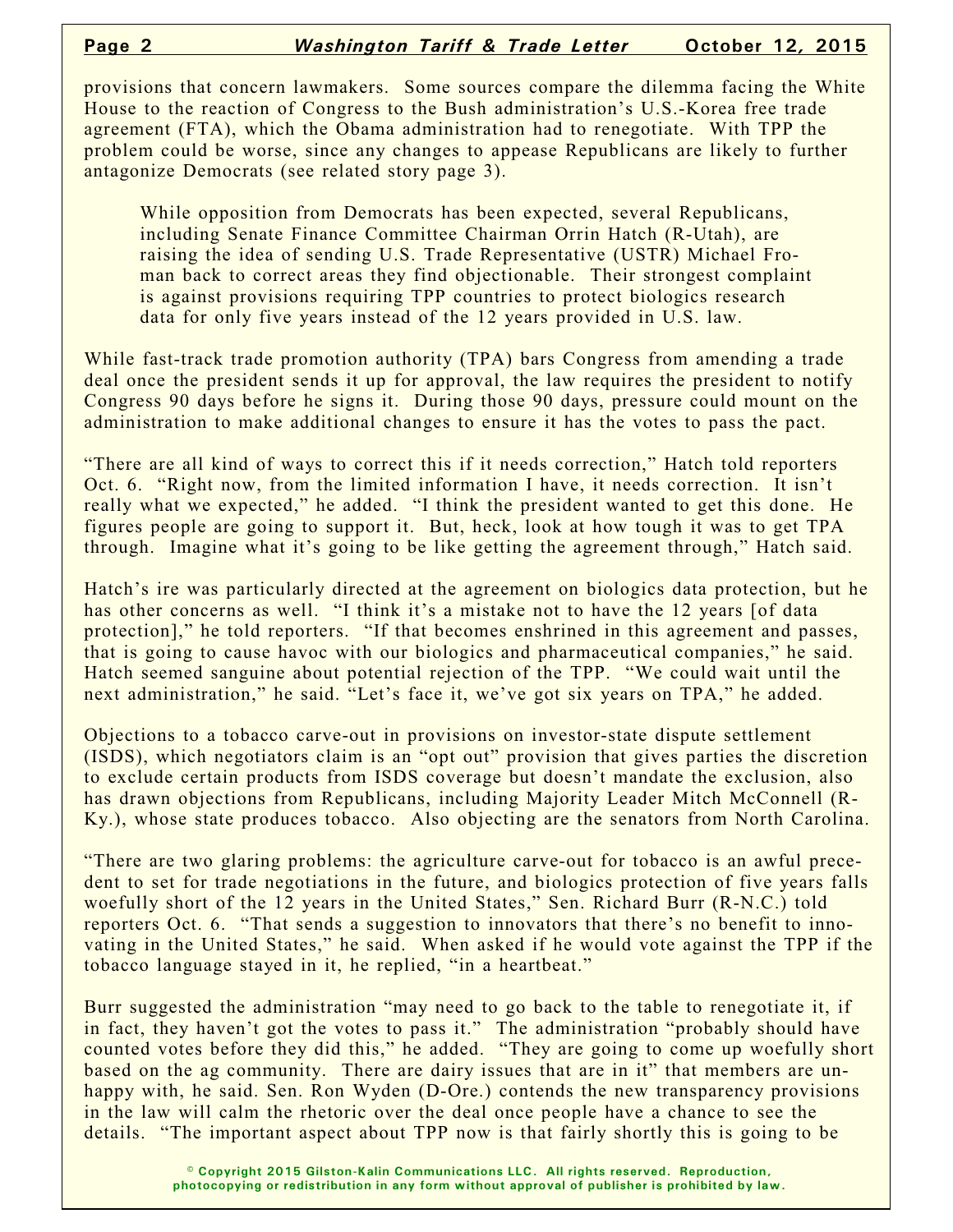provisions that concern lawmakers. Some sources compare the dilemma facing the White House to the reaction of Congress to the Bush administration's U.S.-Korea free trade agreement (FTA), which the Obama administration had to renegotiate. With TPP the problem could be worse, since any changes to appease Republicans are likely to further antagonize Democrats (see related story page 3).

> While opposition from Democrats has been expected, several Republicans, including Senate Finance Committee Chairman Orrin Hatch (R-Utah), are raising the idea of sending U.S. Trade Representative (USTR) Michael Froman back to correct areas they find objectionable. Their strongest complaint is against provisions requiring TPP countries to protect biologics research data for only five years instead of the 12 years provided in U.S. law.

While fast-track trade promotion authority (TPA) bars Congress from amending a trade deal once the president sends it up for approval, the law requires the president to notify Congress 90 days before he signs it. During those 90 days, pressure could mount on the administration to make additional changes to ensure it has the votes to pass the pact.

"There are all kind of ways to correct this if it needs correction," Hatch told reporters Oct. 6. "Right now, from the limited information I have, it needs correction. It isn't really what we expected," he added. "I think the president wanted to get this done. He figures people are going to support it. But, heck, look at how tough it was to get TPA through. Imagine what it's going to be like getting the agreement through," Hatch said.

Hatch's ire was particularly directed at the agreement on biologics data protection, but he has other concerns as well. "I think it's a mistake not to have the 12 years [of data protection]," he told reporters. "If that becomes enshrined in this agreement and passes, that is going to cause havoc with our biologics and pharmaceutical companies," he said. Hatch seemed sanguine about potential rejection of the TPP. "We could wait until the next administration," he said. "Let's face it, we've got six years on TPA," he added.

Objections to a tobacco carve-out in provisions on investor-state dispute settlement (ISDS), which negotiators claim is an "opt out" provision that gives parties the discretion to exclude certain products from ISDS coverage but doesn't mandate the exclusion, also has drawn objections from Republicans, including Majority Leader Mitch McConnell (R-Ky.), whose state produces tobacco. Also objecting are the senators from North Carolina.

"There are two glaring problems: the agriculture carve-out for tobacco is an awful precedent to set for trade negotiations in the future, and biologics protection of five years falls woefully short of the 12 years in the United States," Sen. Richard Burr (R-N.C.) told reporters Oct. 6. "That sends a suggestion to innovators that there's no benefit to innovating in the United States," he said. When asked if he would vote against the TPP if the tobacco language stayed in it, he replied, "in a heartbeat."

Burr suggested the administration "may need to go back to the table to renegotiate it, if in fact, they haven't got the votes to pass it." The administration "probably should have counted votes before they did this," he added. "They are going to come up woefully short based on the ag community. There are dairy issues that are in it" that members are unhappy with, he said. Sen. Ron Wyden (D-Ore.) contends the new transparency provisions in the law will calm the rhetoric over the deal once people have a chance to see the details. "The important aspect about TPP now is that fairly shortly this is going to be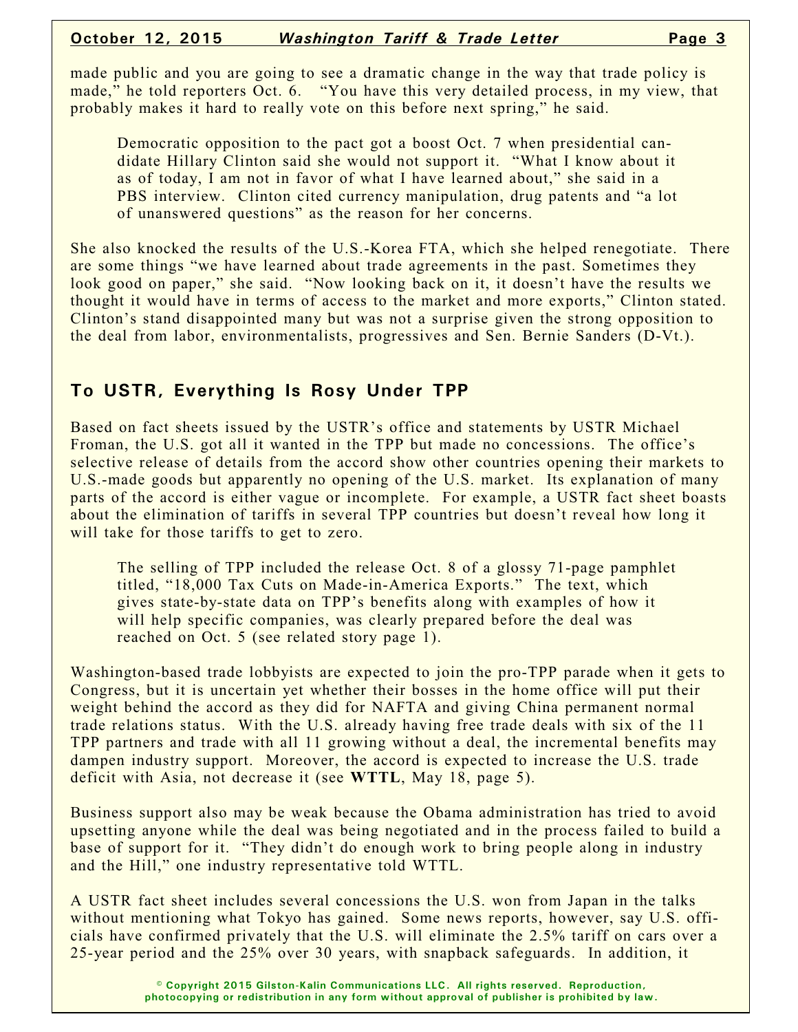made public and you are going to see a dramatic change in the way that trade policy is made," he told reporters Oct. 6. "You have this very detailed process, in my view, that probably makes it hard to really vote on this before next spring," he said.

Democratic opposition to the pact got a boost Oct. 7 when presidential candidate Hillary Clinton said she would not support it. "What I know about it as of today, I am not in favor of what I have learned about," she said in a PBS interview. Clinton cited currency manipulation, drug patents and "a lot of unanswered questions" as the reason for her concerns.

She also knocked the results of the U.S.-Korea FTA, which she helped renegotiate. There are some things "we have learned about trade agreements in the past. Sometimes they look good on paper," she said. "Now looking back on it, it doesn't have the results we thought it would have in terms of access to the market and more exports," Clinton stated. Clinton's stand disappointed many but was not a surprise given the strong opposition to the deal from labor, environmentalists, progressives and Sen. Bernie Sanders (D-Vt.).

## To USTR, Everything Is Rosy Under TPP

Based on fact sheets issued by the USTR's office and statements by USTR Michael Froman, the U.S. got all it wanted in the TPP but made no concessions. The office's selective release of details from the accord show other countries opening their markets to U.S.-made goods but apparently no opening of the U.S. market. Its explanation of many parts of the accord is either vague or incomplete. For example, a USTR fact sheet boasts about the elimination of tariffs in several TPP countries but doesn't reveal how long it will take for those tariffs to get to zero.

The selling of TPP included the release Oct. 8 of a glossy 71-page pamphlet titled, "18,000 Tax Cuts on Made-in-America Exports." The text, which gives state-by-state data on TPP's benefits along with examples of how it will help specific companies, was clearly prepared before the deal was reached on Oct. 5 (see related story page 1).

Washington-based trade lobbyists are expected to join the pro-TPP parade when it gets to Congress, but it is uncertain yet whether their bosses in the home office will put their weight behind the accord as they did for NAFTA and giving China permanent normal trade relations status. With the U.S. already having free trade deals with six of the 11 TPP partners and trade with all 11 growing without a deal, the incremental benefits may dampen industry support. Moreover, the accord is expected to increase the U.S. trade deficit with Asia, not decrease it (see **WTTL**, May 18, page 5).

Business support also may be weak because the Obama administration has tried to avoid upsetting anyone while the deal was being negotiated and in the process failed to build a base of support for it. "They didn't do enough work to bring people along in industry and the Hill," one industry representative told WTTL.

A USTR fact sheet includes several concessions the U.S. won from Japan in the talks without mentioning what Tokyo has gained. Some news reports, however, say U.S. officials have confirmed privately that the U.S. will eliminate the 2.5% tariff on cars over a 25-year period and the 25% over 30 years, with snapback safeguards. In addition, it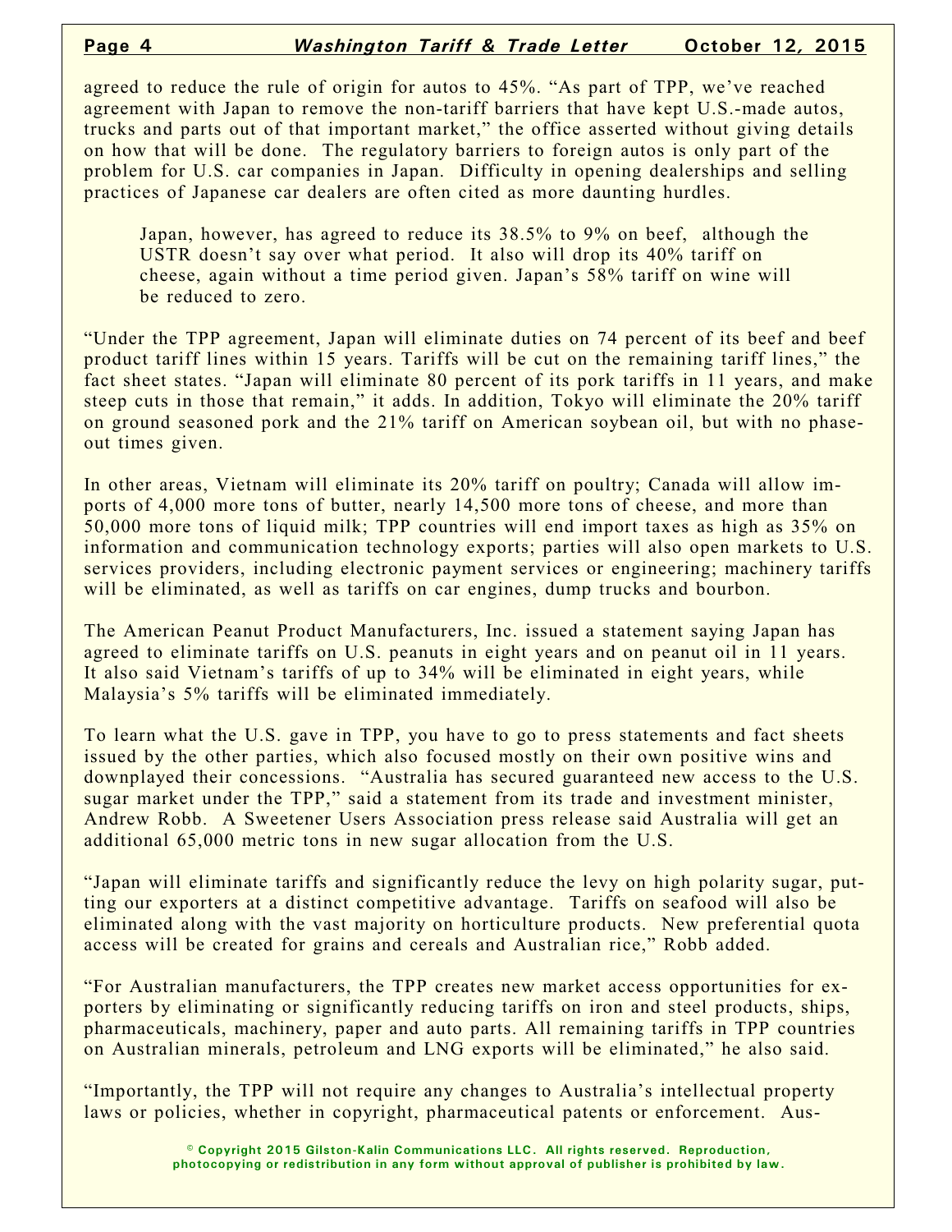agreed to reduce the rule of origin for autos to 45%. "As part of TPP, we've reached agreement with Japan to remove the non-tariff barriers that have kept U.S.-made autos, trucks and parts out of that important market," the office asserted without giving details on how that will be done. The regulatory barriers to foreign autos is only part of the problem for U.S. car companies in Japan. Difficulty in opening dealerships and selling practices of Japanese car dealers are often cited as more daunting hurdles.

> Japan, however, has agreed to reduce its 38.5% to 9% on beef, although the USTR doesn't say over what period. It also will drop its 40% tariff on cheese, again without a time period given. Japan's 58% tariff on wine will be reduced to zero.

"Under the TPP agreement, Japan will eliminate duties on 74 percent of its beef and beef product tariff lines within 15 years. Tariffs will be cut on the remaining tariff lines," the fact sheet states. "Japan will eliminate 80 percent of its pork tariffs in 11 years, and make steep cuts in those that remain," it adds. In addition, Tokyo will eliminate the 20% tariff on ground seasoned pork and the 21% tariff on American soybean oil, but with no phase-out times given.

In other areas, Vietnam will eliminate its 20% tariff on poultry; Canada will allow imports of 4,000 more tons of butter, nearly 14,500 more tons of cheese, and more than 50,000 more tons of liquid milk; TPP countries will end import taxes as high as 35% on information and communication technology exports; parties will also open markets to U.S. services providers, including electronic payment services or engineering; machinery tariffs will be eliminated, as well as tariffs on car engines, dump trucks and bourbon.

The American Peanut Product Manufacturers, Inc. issued a statement saying Japan has agreed to eliminate tariffs on U.S. peanuts in eight years and on peanut oil in 11 years. It also said Vietnam's tariffs of up to 34% will be eliminated in eight years, while Malaysia's 5% tariffs will be eliminated immediately.

To learn what the U.S. gave in TPP, you have to go to press statements and fact sheets issued by the other parties, which also focused mostly on their own positive wins and downplayed their concessions. "Australia has secured guaranteed new access to the U.S. sugar market under the TPP," said a statement from its trade and investment minister, Andrew Robb. A Sweetener Users Association press release said Australia will get an additional 65,000 metric tons in new sugar allocation from the U.S.

"Japan will eliminate tariffs and significantly reduce the levy on high polarity sugar, putting our exporters at a distinct competitive advantage. Tariffs on seafood will also be eliminated along with the vast majority on horticulture products. New preferential quota access will be created for grains and cereals and Australian rice," Robb added.

"For Australian manufacturers, the TPP creates new market access opportunities for exporters by eliminating or significantly reducing tariffs on iron and steel products, ships, pharmaceuticals, machinery, paper and auto parts. All remaining tariffs in TPP countries on Australian minerals, petroleum and LNG exports will be eliminated," he also said.

"Importantly, the TPP will not require any changes to Australia's intellectual property laws or policies, whether in copyright, pharmaceutical patents or enforcement. Aus-

© Copyright 2015 Gilston-Kalin Communications LLC. All rights reserved. Reproduction, photocopying or redistribution in any form without approval of publisher is prohibited by law.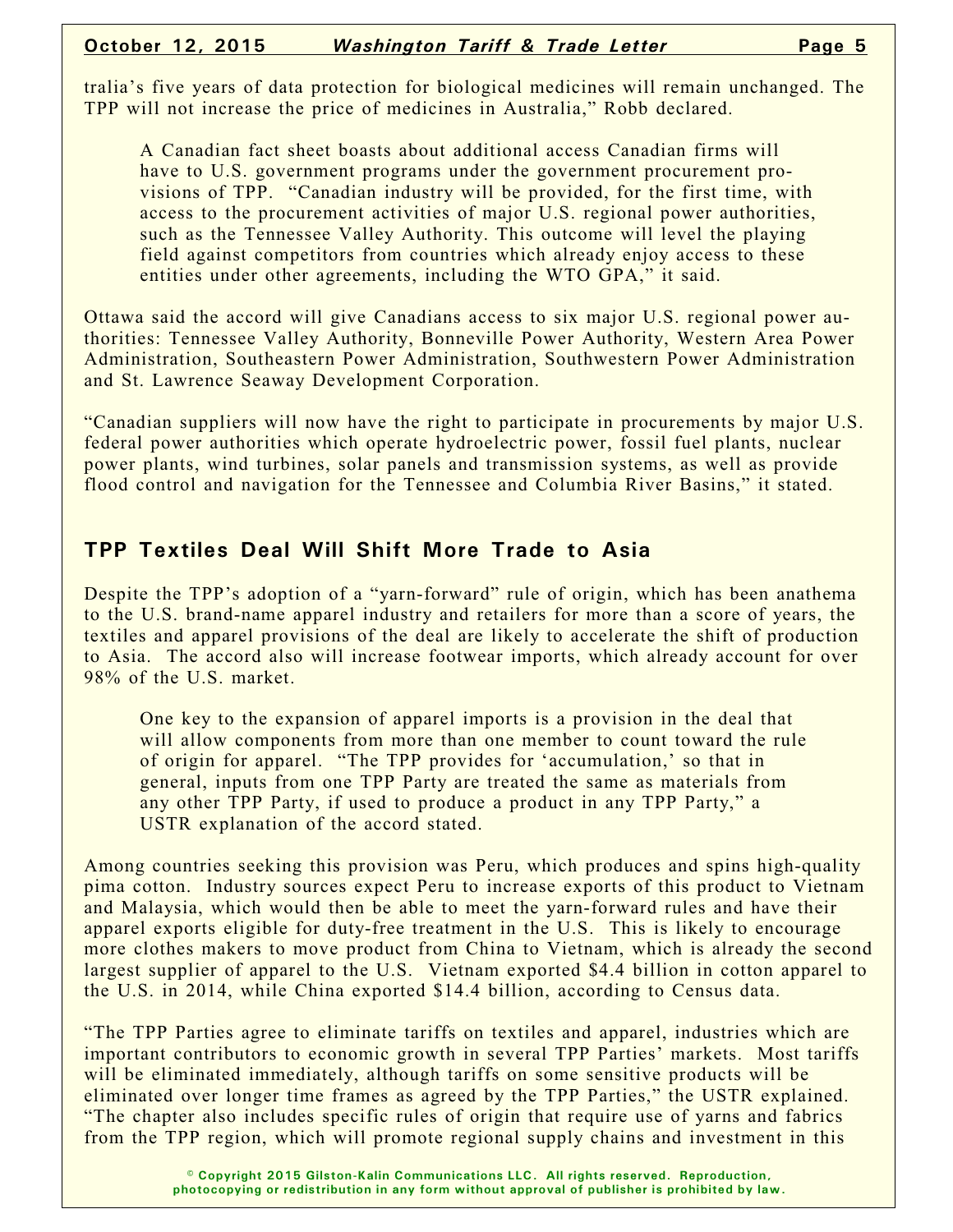tralia's five years of data protection for biological medicines will remain unchanged. The TPP will not increase the price of medicines in Australia," Robb declared.

> A Canadian fact sheet boasts about additional access Canadian firms will have to U.S. government programs under the government procurement provisions of TPP. "Canadian industry will be provided, for the first time, with access to the procurement activities of major U.S. regional power authorities, such as the Tennessee Valley Authority. This outcome will level the playing field against competitors from countries which already enjoy access to these entities under other agreements, including the WTO GPA," it said.

Ottawa said the accord will give Canadians access to six major U.S. regional power authorities: Tennessee Valley Authority, Bonneville Power Authority, Western Area Power Administration, Southeastern Power Administration, Southwestern Power Administration and St. Lawrence Seaway Development Corporation.

"Canadian suppliers will now have the right to participate in procurements by major U.S. federal power authorities which operate hydroelectric power, fossil fuel plants, nuclear power plants, wind turbines, solar panels and transmission systems, as well as provide flood control and navigation for the Tennessee and Columbia River Basins," it stated.

## TPP Textiles Deal Will Shift More Trade to Asia

Despite the TPP's adoption of a "yarn-forward" rule of origin, which has been anathema to the U.S. brand-name apparel industry and retailers for more than a score of years, the textiles and apparel provisions of the deal are likely to accelerate the shift of production to Asia. The accord also will increase footwear imports, which already account for over 98% of the U.S. market.

> One key to the expansion of apparel imports is a provision in the deal that will allow components from more than one member to count toward the rule of origin for apparel. "The TPP provides for 'accumulation,' so that in general, inputs from one TPP Party are treated the same as materials from any other TPP Party, if used to produce a product in any TPP Party," a USTR explanation of the accord stated.

Among countries seeking this provision was Peru, which produces and spins high-quality pima cotton. Industry sources expect Peru to increase exports of this product to Vietnam and Malaysia, which would then be able to meet the yarn-forward rules and have their apparel exports eligible for duty-free treatment in the U.S. This is likely to encourage more clothes makers to move product from China to Vietnam, which is already the second largest supplier of apparel to the U.S. Vietnam exported $4.4 billion in cotton apparel to the U.S. in 2014, while China exported $14.4 billion, according to Census data.

"The TPP Parties agree to eliminate tariffs on textiles and apparel, industries which are important contributors to economic growth in several TPP Parties' markets. Most tariffs will be eliminated immediately, although tariffs on some sensitive products will be eliminated over longer time frames as agreed by the TPP Parties," the USTR explained. "The chapter also includes specific rules of origin that require use of yarns and fabrics from the TPP region, which will promote regional supply chains and investment in this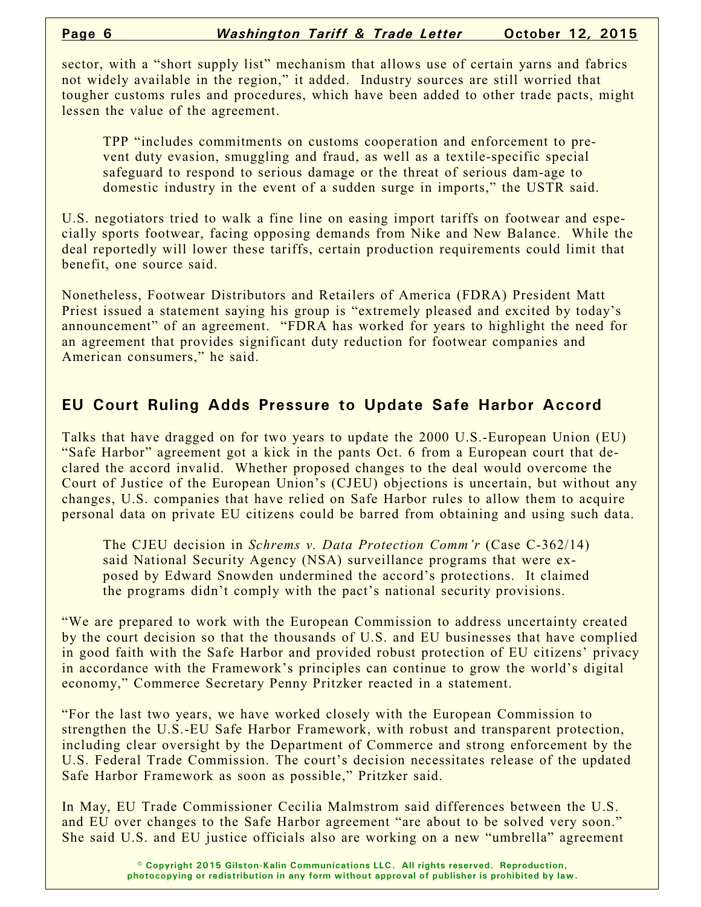sector, with a "short supply list" mechanism that allows use of certain yarns and fabrics not widely available in the region," it added. Industry sources are still worried that tougher customs rules and procedures, which have been added to other trade pacts, might lessen the value of the agreement.

> TPP "includes commitments on customs cooperation and enforcement to prevent duty evasion, smuggling and fraud, as well as a textile-specific special safeguard to respond to serious damage or the threat of serious dam-age to domestic industry in the event of a sudden surge in imports," the USTR said.

U.S. negotiators tried to walk a fine line on easing import tariffs on footwear and especially sports footwear, facing opposing demands from Nike and New Balance. While the deal reportedly will lower these tariffs, certain production requirements could limit that benefit, one source said.

Nonetheless, Footwear Distributors and Retailers of America (FDRA) President Matt Priest issued a statement saying his group is "extremely pleased and excited by today's announcement" of an agreement. "FDRA has worked for years to highlight the need for an agreement that provides significant duty reduction for footwear companies and American consumers," he said.

## EU Court Ruling Adds Pressure to Update Safe Harbor Accord

Talks that have dragged on for two years to update the 2000 U.S.-European Union (EU) "Safe Harbor" agreement got a kick in the pants Oct. 6 from a European court that declared the accord invalid. Whether proposed changes to the deal would overcome the Court of Justice of the European Union's (CJEU) objections is uncertain, but without any changes, U.S. companies that have relied on Safe Harbor rules to allow them to acquire personal data on private EU citizens could be barred from obtaining and using such data.

> The CJEU decision in *Schrems v. Data Protection Comm'r* (Case C-362/14) said National Security Agency (NSA) surveillance programs that were exposed by Edward Snowden undermined the accord's protections. It claimed the programs didn't comply with the pact's national security provisions.

"We are prepared to work with the European Commission to address uncertainty created by the court decision so that the thousands of U.S. and EU businesses that have complied in good faith with the Safe Harbor and provided robust protection of EU citizens' privacy in accordance with the Framework's principles can continue to grow the world's digital economy," Commerce Secretary Penny Pritzker reacted in a statement.

"For the last two years, we have worked closely with the European Commission to strengthen the U.S.-EU Safe Harbor Framework, with robust and transparent protection, including clear oversight by the Department of Commerce and strong enforcement by the U.S. Federal Trade Commission. The court's decision necessitates release of the updated Safe Harbor Framework as soon as possible," Pritzker said.

In May, EU Trade Commissioner Cecilia Malmstrom said differences between the U.S. and EU over changes to the Safe Harbor agreement "are about to be solved very soon." She said U.S. and EU justice officials also are working on a new "umbrella" agreement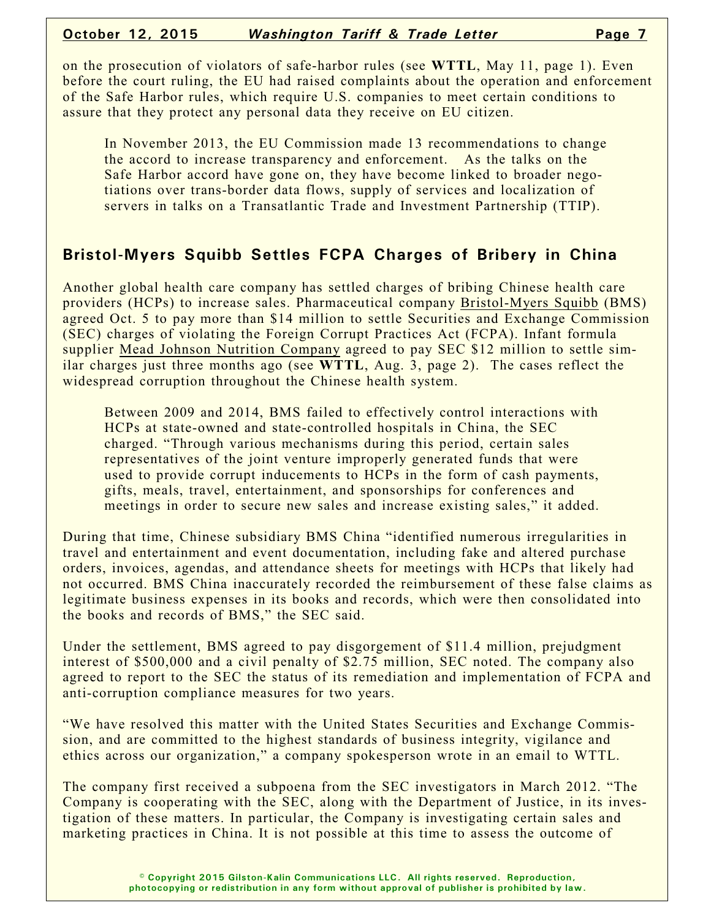on the prosecution of violators of safe-harbor rules (see **WTTL**, May 11, page 1). Even before the court ruling, the EU had raised complaints about the operation and enforcement of the Safe Harbor rules, which require U.S. companies to meet certain conditions to assure that they protect any personal data they receive on EU citizen.

In November 2013, the EU Commission made 13 recommendations to change the accord to increase transparency and enforcement. As the talks on the Safe Harbor accord have gone on, they have become linked to broader negotiations over trans-border data flows, supply of services and localization of servers in talks on a Transatlantic Trade and Investment Partnership (TTIP).

## Bristol-Myers Squibb Settles FCPA Charges of Bribery in China

Another global health care company has settled charges of bribing Chinese health care providers (HCPs) to increase sales. Pharmaceutical company Bristol-Myers Squibb (BMS) agreed Oct. 5 to pay more than $14 million to settle Securities and Exchange Commission (SEC) charges of violating the Foreign Corrupt Practices Act (FCPA). Infant formula supplier Mead Johnson Nutrition Company agreed to pay SEC $12 million to settle similar charges just three months ago (see **WTTL**, Aug. 3, page 2). The cases reflect the widespread corruption throughout the Chinese health system.

Between 2009 and 2014, BMS failed to effectively control interactions with HCPs at state-owned and state-controlled hospitals in China, the SEC charged. "Through various mechanisms during this period, certain sales representatives of the joint venture improperly generated funds that were used to provide corrupt inducements to HCPs in the form of cash payments, gifts, meals, travel, entertainment, and sponsorships for conferences and meetings in order to secure new sales and increase existing sales," it added.

During that time, Chinese subsidiary BMS China "identified numerous irregularities in travel and entertainment and event documentation, including fake and altered purchase orders, invoices, agendas, and attendance sheets for meetings with HCPs that likely had not occurred. BMS China inaccurately recorded the reimbursement of these false claims as legitimate business expenses in its books and records, which were then consolidated into the books and records of BMS," the SEC said.

Under the settlement, BMS agreed to pay disgorgement of $11.4 million, prejudgment interest of $500,000 and a civil penalty of $2.75 million, SEC noted. The company also agreed to report to the SEC the status of its remediation and implementation of FCPA and anti-corruption compliance measures for two years.

"We have resolved this matter with the United States Securities and Exchange Commission, and are committed to the highest standards of business integrity, vigilance and ethics across our organization," a company spokesperson wrote in an email to WTTL.

The company first received a subpoena from the SEC investigators in March 2012. "The Company is cooperating with the SEC, along with the Department of Justice, in its investigation of these matters. In particular, the Company is investigating certain sales and marketing practices in China. It is not possible at this time to assess the outcome of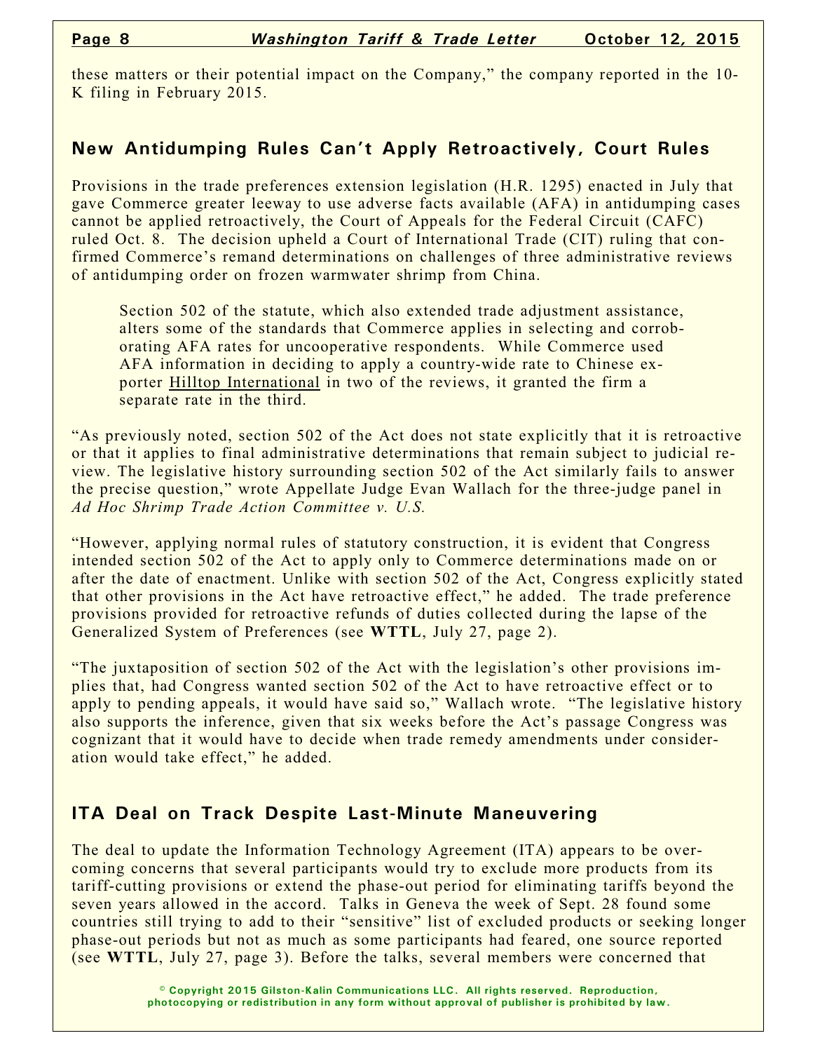these matters or their potential impact on the Company," the company reported in the 10-K filing in February 2015.

## New Antidumping Rules Can't Apply Retroactively, Court Rules

Provisions in the trade preferences extension legislation (H.R. 1295) enacted in July that gave Commerce greater leeway to use adverse facts available (AFA) in antidumping cases cannot be applied retroactively, the Court of Appeals for the Federal Circuit (CAFC) ruled Oct. 8. The decision upheld a Court of International Trade (CIT) ruling that confirmed Commerce's remand determinations on challenges of three administrative reviews of antidumping order on frozen warmwater shrimp from China.

> Section 502 of the statute, which also extended trade adjustment assistance, alters some of the standards that Commerce applies in selecting and corroborating AFA rates for uncooperative respondents. While Commerce used AFA information in deciding to apply a country-wide rate to Chinese exporter Hilltop International in two of the reviews, it granted the firm a separate rate in the third.

"As previously noted, section 502 of the Act does not state explicitly that it is retroactive or that it applies to final administrative determinations that remain subject to judicial review. The legislative history surrounding section 502 of the Act similarly fails to answer the precise question," wrote Appellate Judge Evan Wallach for the three-judge panel in *Ad Hoc Shrimp Trade Action Committee v. U.S.*

"However, applying normal rules of statutory construction, it is evident that Congress intended section 502 of the Act to apply only to Commerce determinations made on or after the date of enactment. Unlike with section 502 of the Act, Congress explicitly stated that other provisions in the Act have retroactive effect," he added. The trade preference provisions provided for retroactive refunds of duties collected during the lapse of the Generalized System of Preferences (see **WTTL**, July 27, page 2).

"The juxtaposition of section 502 of the Act with the legislation's other provisions implies that, had Congress wanted section 502 of the Act to have retroactive effect or to apply to pending appeals, it would have said so," Wallach wrote. "The legislative history also supports the inference, given that six weeks before the Act's passage Congress was cognizant that it would have to decide when trade remedy amendments under consideration would take effect," he added.

## ITA Deal on Track Despite Last-Minute Maneuvering

The deal to update the Information Technology Agreement (ITA) appears to be overcoming concerns that several participants would try to exclude more products from its tariff-cutting provisions or extend the phase-out period for eliminating tariffs beyond the seven years allowed in the accord. Talks in Geneva the week of Sept. 28 found some countries still trying to add to their "sensitive" list of excluded products or seeking longer phase-out periods but not as much as some participants had feared, one source reported (see **WTTL**, July 27, page 3). Before the talks, several members were concerned that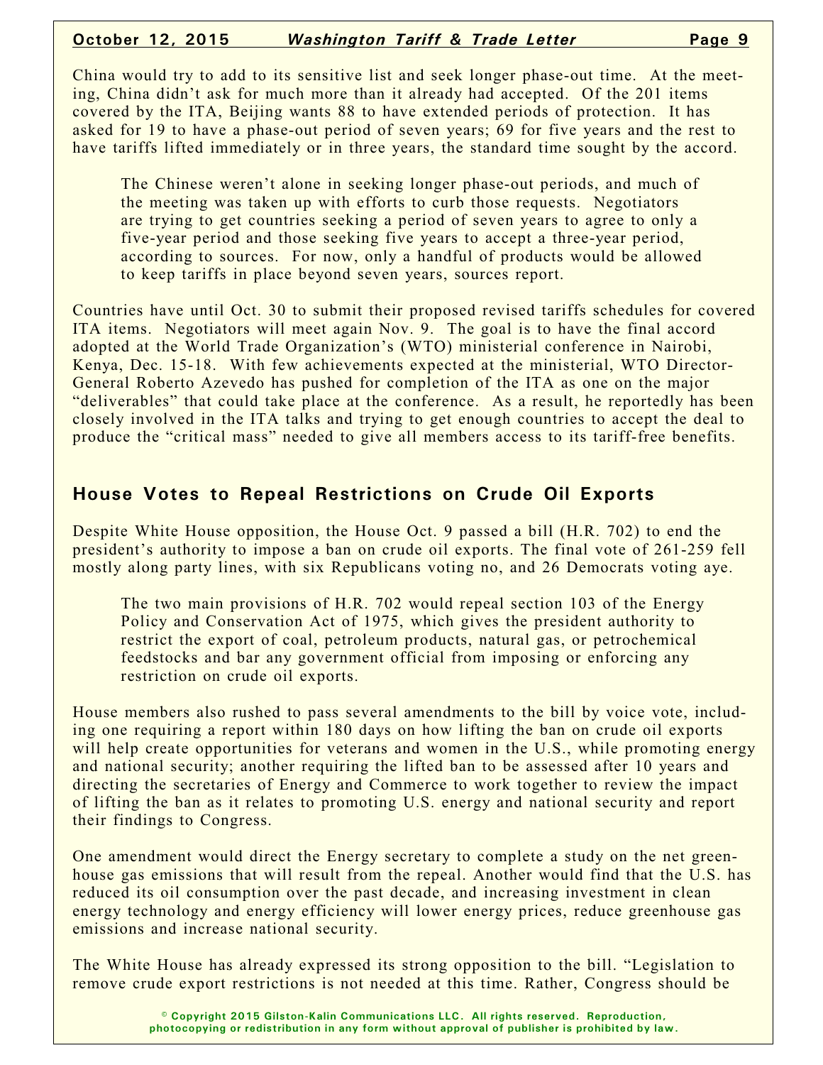China would try to add to its sensitive list and seek longer phase-out time. At the meeting, China didn't ask for much more than it already had accepted. Of the 201 items covered by the ITA, Beijing wants 88 to have extended periods of protection. It has asked for 19 to have a phase-out period of seven years; 69 for five years and the rest to have tariffs lifted immediately or in three years, the standard time sought by the accord.

> The Chinese weren't alone in seeking longer phase-out periods, and much of the meeting was taken up with efforts to curb those requests. Negotiators are trying to get countries seeking a period of seven years to agree to only a five-year period and those seeking five years to accept a three-year period, according to sources. For now, only a handful of products would be allowed to keep tariffs in place beyond seven years, sources report.

Countries have until Oct. 30 to submit their proposed revised tariffs schedules for covered ITA items. Negotiators will meet again Nov. 9. The goal is to have the final accord adopted at the World Trade Organization's (WTO) ministerial conference in Nairobi, Kenya, Dec. 15-18. With few achievements expected at the ministerial, WTO Director-General Roberto Azevedo has pushed for completion of the ITA as one on the major "deliverables" that could take place at the conference. As a result, he reportedly has been closely involved in the ITA talks and trying to get enough countries to accept the deal to produce the "critical mass" needed to give all members access to its tariff-free benefits.

## House Votes to Repeal Restrictions on Crude Oil Exports

Despite White House opposition, the House Oct. 9 passed a bill (H.R. 702) to end the president's authority to impose a ban on crude oil exports. The final vote of 261-259 fell mostly along party lines, with six Republicans voting no, and 26 Democrats voting aye.

> The two main provisions of H.R. 702 would repeal section 103 of the Energy Policy and Conservation Act of 1975, which gives the president authority to restrict the export of coal, petroleum products, natural gas, or petrochemical feedstocks and bar any government official from imposing or enforcing any restriction on crude oil exports.

House members also rushed to pass several amendments to the bill by voice vote, including one requiring a report within 180 days on how lifting the ban on crude oil exports will help create opportunities for veterans and women in the U.S., while promoting energy and national security; another requiring the lifted ban to be assessed after 10 years and directing the secretaries of Energy and Commerce to work together to review the impact of lifting the ban as it relates to promoting U.S. energy and national security and report their findings to Congress.

One amendment would direct the Energy secretary to complete a study on the net greenhouse gas emissions that will result from the repeal. Another would find that the U.S. has reduced its oil consumption over the past decade, and increasing investment in clean energy technology and energy efficiency will lower energy prices, reduce greenhouse gas emissions and increase national security.

The White House has already expressed its strong opposition to the bill. "Legislation to remove crude export restrictions is not needed at this time. Rather, Congress should be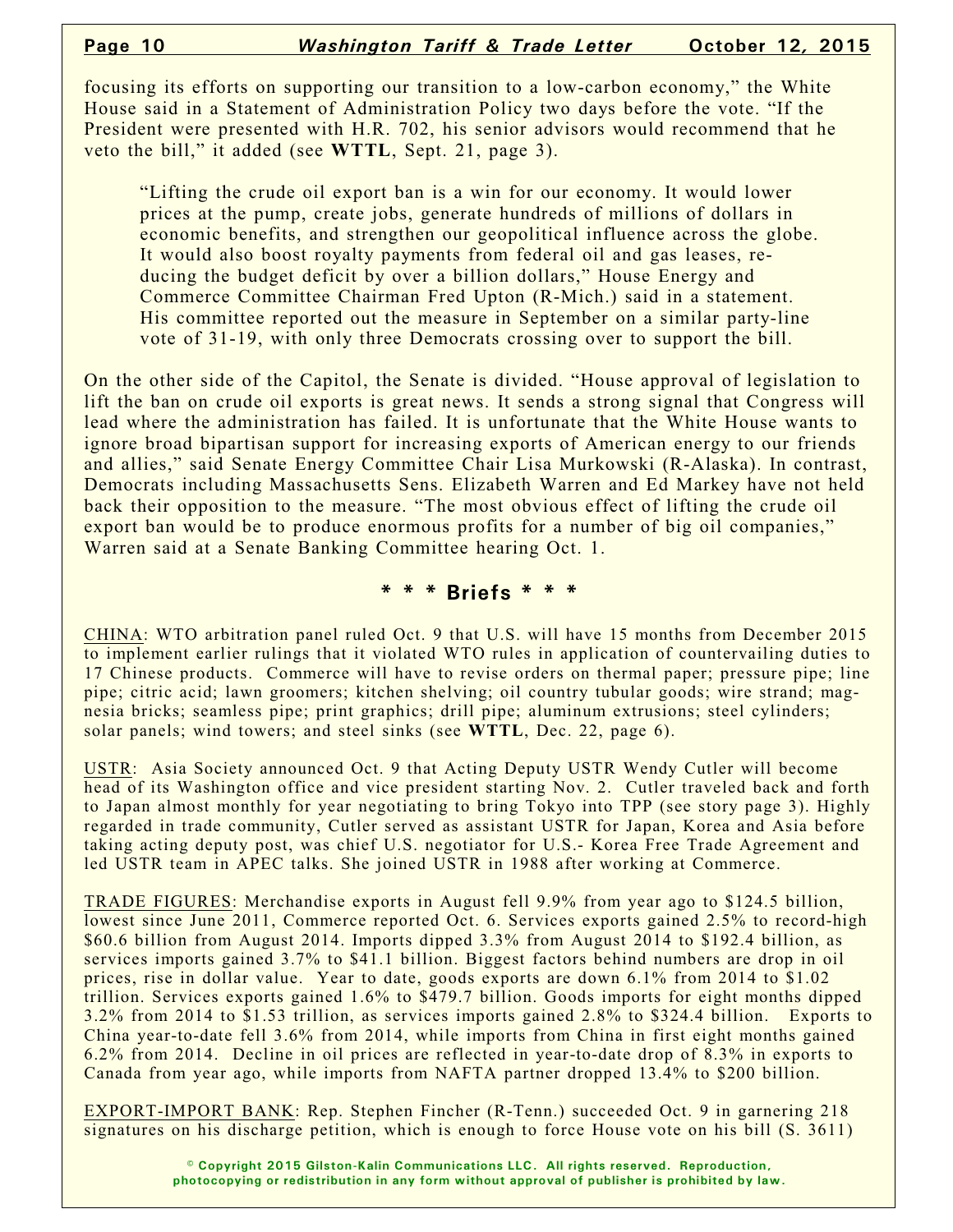focusing its efforts on supporting our transition to a low-carbon economy," the White House said in a Statement of Administration Policy two days before the vote. "If the President were presented with H.R. 702, his senior advisors would recommend that he veto the bill," it added (see **WTTL**, Sept. 21, page 3).

> "Lifting the crude oil export ban is a win for our economy. It would lower prices at the pump, create jobs, generate hundreds of millions of dollars in economic benefits, and strengthen our geopolitical influence across the globe. It would also boost royalty payments from federal oil and gas leases, reducing the budget deficit by over a billion dollars," House Energy and Commerce Committee Chairman Fred Upton (R-Mich.) said in a statement. His committee reported out the measure in September on a similar party-line vote of 31-19, with only three Democrats crossing over to support the bill.

On the other side of the Capitol, the Senate is divided. "House approval of legislation to lift the ban on crude oil exports is great news. It sends a strong signal that Congress will lead where the administration has failed. It is unfortunate that the White House wants to ignore broad bipartisan support for increasing exports of American energy to our friends and allies," said Senate Energy Committee Chair Lisa Murkowski (R-Alaska). In contrast, Democrats including Massachusetts Sens. Elizabeth Warren and Ed Markey have not held back their opposition to the measure. "The most obvious effect of lifting the crude oil export ban would be to produce enormous profits for a number of big oil companies," Warren said at a Senate Banking Committee hearing Oct. 1.

## * * * Briefs * * *

CHINA: WTO arbitration panel ruled Oct. 9 that U.S. will have 15 months from December 2015 to implement earlier rulings that it violated WTO rules in application of countervailing duties to 17 Chinese products. Commerce will have to revise orders on thermal paper; pressure pipe; line pipe; citric acid; lawn groomers; kitchen shelving; oil country tubular goods; wire strand; magnesia bricks; seamless pipe; print graphics; drill pipe; aluminum extrusions; steel cylinders; solar panels; wind towers; and steel sinks (see **WTTL**, Dec. 22, page 6).

USTR: Asia Society announced Oct. 9 that Acting Deputy USTR Wendy Cutler will become head of its Washington office and vice president starting Nov. 2. Cutler traveled back and forth to Japan almost monthly for year negotiating to bring Tokyo into TPP (see story page 3). Highly regarded in trade community, Cutler served as assistant USTR for Japan, Korea and Asia before taking acting deputy post, was chief U.S. negotiator for U.S.- Korea Free Trade Agreement and led USTR team in APEC talks. She joined USTR in 1988 after working at Commerce.

TRADE FIGURES: Merchandise exports in August fell 9.9% from year ago to $124.5 billion, lowest since June 2011, Commerce reported Oct. 6. Services exports gained 2.5% to record-high $60.6 billion from August 2014. Imports dipped 3.3% from August 2014 to $192.4 billion, as services imports gained 3.7% to $41.1 billion. Biggest factors behind numbers are drop in oil prices, rise in dollar value. Year to date, goods exports are down 6.1% from 2014 to $1.02 trillion. Services exports gained 1.6% to $479.7 billion. Goods imports for eight months dipped 3.2% from 2014 to $1.53 trillion, as services imports gained 2.8% to $324.4 billion. Exports to China year-to-date fell 3.6% from 2014, while imports from China in first eight months gained 6.2% from 2014. Decline in oil prices are reflected in year-to-date drop of 8.3% in exports to Canada from year ago, while imports from NAFTA partner dropped 13.4% to $200 billion.

EXPORT-IMPORT BANK: Rep. Stephen Fincher (R-Tenn.) succeeded Oct. 9 in garnering 218 signatures on his discharge petition, which is enough to force House vote on his bill (S. 3611)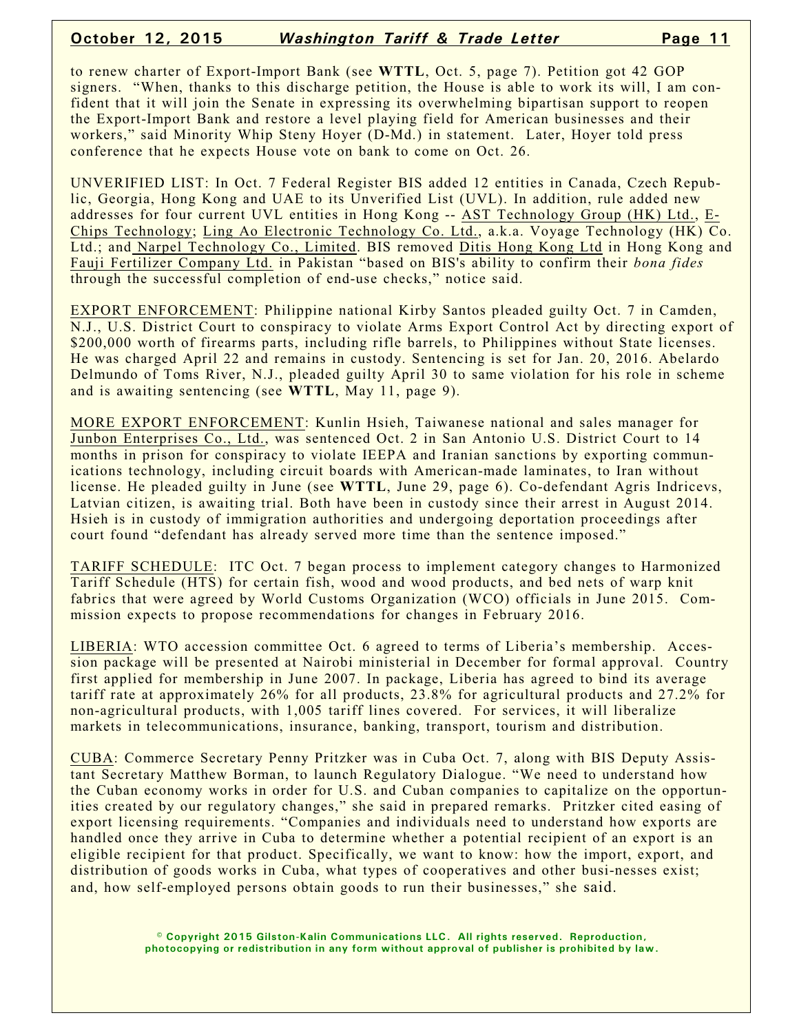to renew charter of Export-Import Bank (see **WTTL**, Oct. 5, page 7). Petition got 42 GOP signers. "When, thanks to this discharge petition, the House is able to work its will, I am confident that it will join the Senate in expressing its overwhelming bipartisan support to reopen the Export-Import Bank and restore a level playing field for American businesses and their workers," said Minority Whip Steny Hoyer (D-Md.) in statement. Later, Hoyer told press conference that he expects House vote on bank to come on Oct. 26.

UNVERIFIED LIST: In Oct. 7 Federal Register BIS added 12 entities in Canada, Czech Republic, Georgia, Hong Kong and UAE to its Unverified List (UVL). In addition, rule added new addresses for four current UVL entities in Hong Kong -- AST Technology Group (HK) Ltd., E-Chips Technology; Ling Ao Electronic Technology Co. Ltd., a.k.a. Voyage Technology (HK) Co. Ltd.; and Narpel Technology Co., Limited. BIS removed Ditis Hong Kong Ltd in Hong Kong and Fauji Fertilizer Company Ltd. in Pakistan "based on BIS's ability to confirm their *bona fides* through the successful completion of end-use checks," notice said.

EXPORT ENFORCEMENT: Philippine national Kirby Santos pleaded guilty Oct. 7 in Camden, N.J., U.S. District Court to conspiracy to violate Arms Export Control Act by directing export of $200,000 worth of firearms parts, including rifle barrels, to Philippines without State licenses. He was charged April 22 and remains in custody. Sentencing is set for Jan. 20, 2016. Abelardo Delmundo of Toms River, N.J., pleaded guilty April 30 to same violation for his role in scheme and is awaiting sentencing (see **WTTL**, May 11, page 9).

MORE EXPORT ENFORCEMENT: Kunlin Hsieh, Taiwanese national and sales manager for Junbon Enterprises Co., Ltd., was sentenced Oct. 2 in San Antonio U.S. District Court to 14 months in prison for conspiracy to violate IEEPA and Iranian sanctions by exporting communications technology, including circuit boards with American-made laminates, to Iran without license. He pleaded guilty in June (see **WTTL**, June 29, page 6). Co-defendant Agris Indricevs, Latvian citizen, is awaiting trial. Both have been in custody since their arrest in August 2014. Hsieh is in custody of immigration authorities and undergoing deportation proceedings after court found "defendant has already served more time than the sentence imposed."

TARIFF SCHEDULE: ITC Oct. 7 began process to implement category changes to Harmonized Tariff Schedule (HTS) for certain fish, wood and wood products, and bed nets of warp knit fabrics that were agreed by World Customs Organization (WCO) officials in June 2015. Commission expects to propose recommendations for changes in February 2016.

LIBERIA: WTO accession committee Oct. 6 agreed to terms of Liberia's membership. Accession package will be presented at Nairobi ministerial in December for formal approval. Country first applied for membership in June 2007. In package, Liberia has agreed to bind its average tariff rate at approximately 26% for all products, 23.8% for agricultural products and 27.2% for non-agricultural products, with 1,005 tariff lines covered. For services, it will liberalize markets in telecommunications, insurance, banking, transport, tourism and distribution.

CUBA: Commerce Secretary Penny Pritzker was in Cuba Oct. 7, along with BIS Deputy Assistant Secretary Matthew Borman, to launch Regulatory Dialogue. "We need to understand how the Cuban economy works in order for U.S. and Cuban companies to capitalize on the opportunities created by our regulatory changes," she said in prepared remarks. Pritzker cited easing of export licensing requirements. "Companies and individuals need to understand how exports are handled once they arrive in Cuba to determine whether a potential recipient of an export is an eligible recipient for that product. Specifically, we want to know: how the import, export, and distribution of goods works in Cuba, what types of cooperatives and other busi-nesses exist; and, how self-employed persons obtain goods to run their businesses," she said.

© Copyright 2015 Gilston-Kalin Communications LLC. All rights reserved. Reproduction, photocopying or redistribution in any form without approval of publisher is prohibited by law.